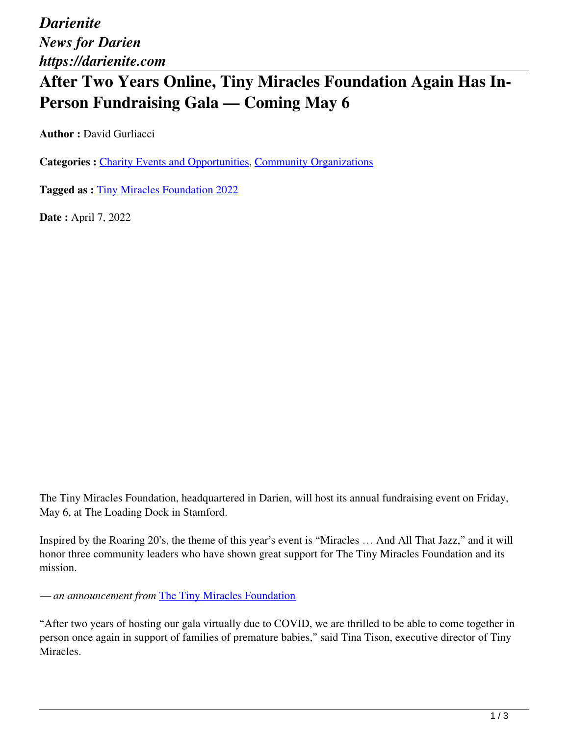*Darienite*
*News for Darien*
*https://darienite.com*

# After Two Years Online, Tiny Miracles Foundation Again Has In-Person Fundraising Gala — Coming May 6

**Author :** David Gurliacci

**Categories :** Charity Events and Opportunities, Community Organizations

**Tagged as :** Tiny Miracles Foundation 2022

**Date :** April 7, 2022

The Tiny Miracles Foundation, headquartered in Darien, will host its annual fundraising event on Friday, May 6, at The Loading Dock in Stamford.

Inspired by the Roaring 20's, the theme of this year's event is "Miracles … And All That Jazz," and it will honor three community leaders who have shown great support for The Tiny Miracles Foundation and its mission.

*— an announcement from* The Tiny Miracles Foundation

"After two years of hosting our gala virtually due to COVID, we are thrilled to be able to come together in person once again in support of families of premature babies," said Tina Tison, executive director of Tiny Miracles.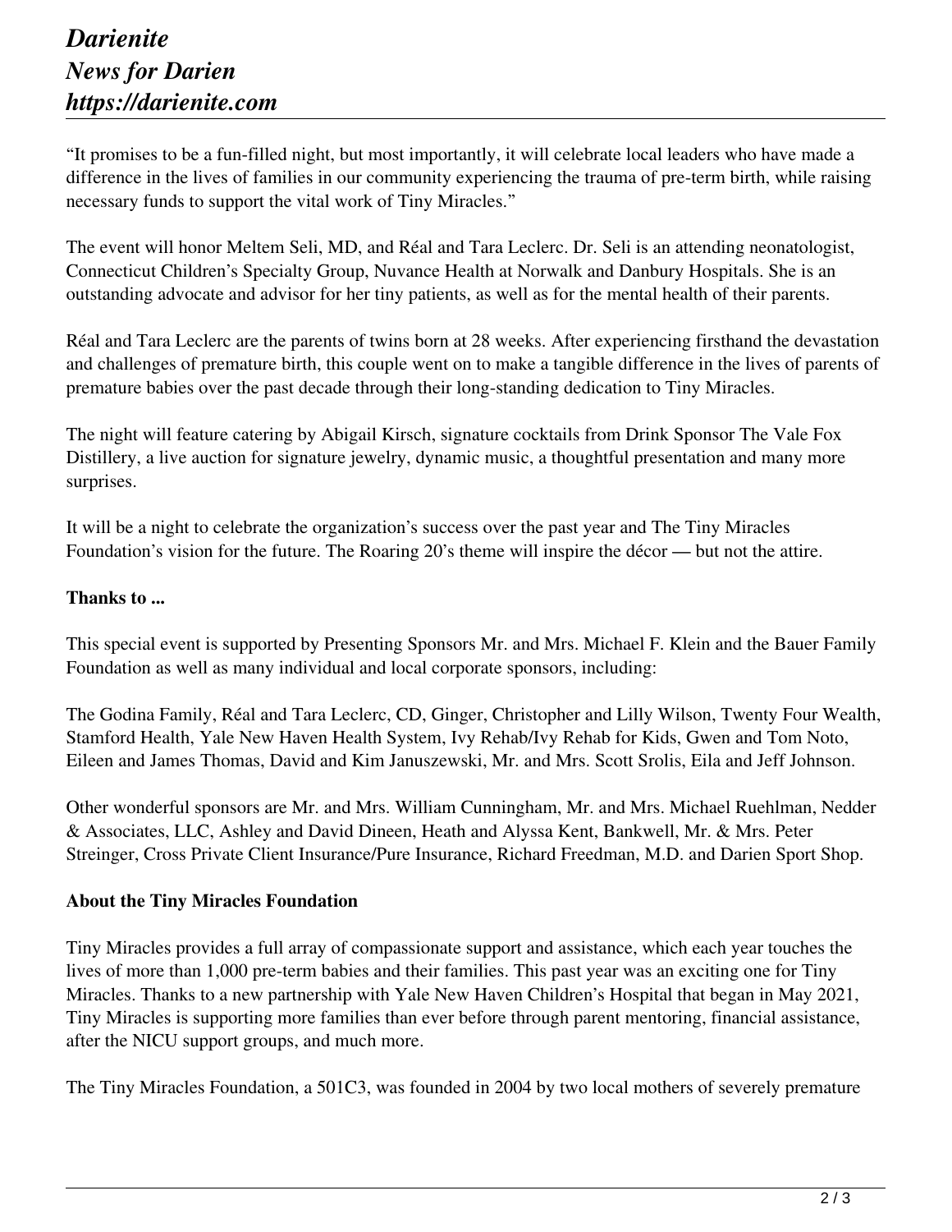“It promises to be a fun-filled night, but most importantly, it will celebrate local leaders who have made a difference in the lives of families in our community experiencing the trauma of pre-term birth, while raising necessary funds to support the vital work of Tiny Miracles.”

The event will honor Meltem Seli, MD, and Réal and Tara Leclerc. Dr. Seli is an attending neonatologist, Connecticut Children’s Specialty Group, Nuvance Health at Norwalk and Danbury Hospitals. She is an outstanding advocate and advisor for her tiny patients, as well as for the mental health of their parents.

Réal and Tara Leclerc are the parents of twins born at 28 weeks. After experiencing firsthand the devastation and challenges of premature birth, this couple went on to make a tangible difference in the lives of parents of premature babies over the past decade through their long-standing dedication to Tiny Miracles.

The night will feature catering by Abigail Kirsch, signature cocktails from Drink Sponsor The Vale Fox Distillery, a live auction for signature jewelry, dynamic music, a thoughtful presentation and many more surprises.

It will be a night to celebrate the organization’s success over the past year and The Tiny Miracles Foundation’s vision for the future. The Roaring 20’s theme will inspire the décor — but not the attire.

**Thanks to ...**

This special event is supported by Presenting Sponsors Mr. and Mrs. Michael F. Klein and the Bauer Family Foundation as well as many individual and local corporate sponsors, including:

The Godina Family, Réal and Tara Leclerc, CD, Ginger, Christopher and Lilly Wilson, Twenty Four Wealth, Stamford Health, Yale New Haven Health System, Ivy Rehab/Ivy Rehab for Kids, Gwen and Tom Noto, Eileen and James Thomas, David and Kim Januszewski, Mr. and Mrs. Scott Srolis, Eila and Jeff Johnson.

Other wonderful sponsors are Mr. and Mrs. William Cunningham, Mr. and Mrs. Michael Ruehlman, Nedder & Associates, LLC, Ashley and David Dineen, Heath and Alyssa Kent, Bankwell, Mr. & Mrs. Peter Streinger, Cross Private Client Insurance/Pure Insurance, Richard Freedman, M.D. and Darien Sport Shop.

**About the Tiny Miracles Foundation**

Tiny Miracles provides a full array of compassionate support and assistance, which each year touches the lives of more than 1,000 pre-term babies and their families. This past year was an exciting one for Tiny Miracles. Thanks to a new partnership with Yale New Haven Children’s Hospital that began in May 2021, Tiny Miracles is supporting more families than ever before through parent mentoring, financial assistance, after the NICU support groups, and much more.

The Tiny Miracles Foundation, a 501C3, was founded in 2004 by two local mothers of severely premature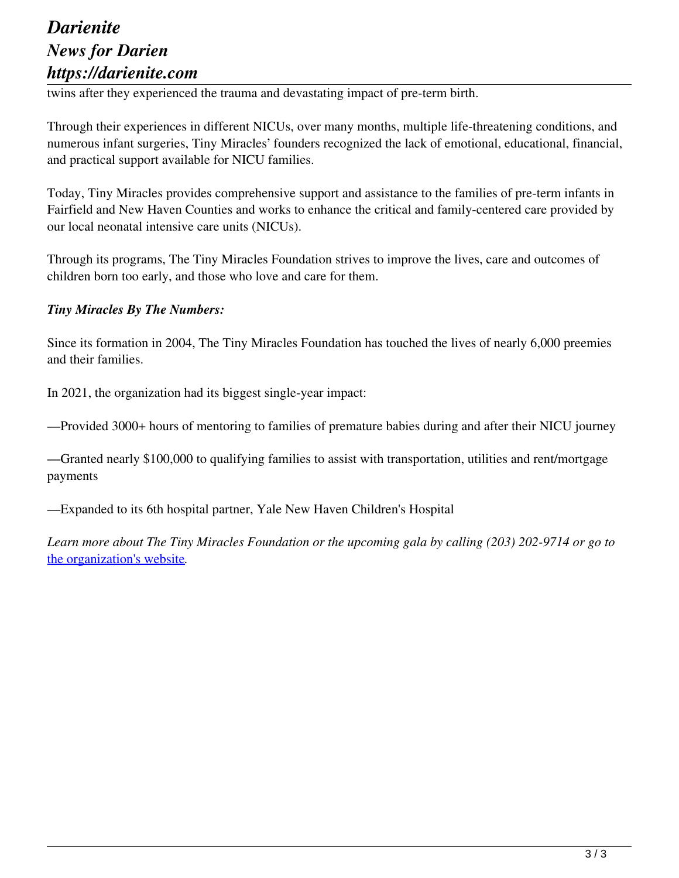twins after they experienced the trauma and devastating impact of pre-term birth.

Through their experiences in different NICUs, over many months, multiple life-threatening conditions, and numerous infant surgeries, Tiny Miracles' founders recognized the lack of emotional, educational, financial, and practical support available for NICU families.

Today, Tiny Miracles provides comprehensive support and assistance to the families of pre-term infants in Fairfield and New Haven Counties and works to enhance the critical and family-centered care provided by our local neonatal intensive care units (NICUs).

Through its programs, The Tiny Miracles Foundation strives to improve the lives, care and outcomes of children born too early, and those who love and care for them.

***Tiny Miracles By The Numbers:***

Since its formation in 2004, The Tiny Miracles Foundation has touched the lives of nearly 6,000 preemies and their families.

In 2021, the organization had its biggest single-year impact:

—Provided 3000+ hours of mentoring to families of premature babies during and after their NICU journey

—Granted nearly $100,000 to qualifying families to assist with transportation, utilities and rent/mortgage payments

—Expanded to its 6th hospital partner, Yale New Haven Children's Hospital

*Learn more about The Tiny Miracles Foundation or the upcoming gala by calling (203) 202-9714 or go to* [the organization's website]().